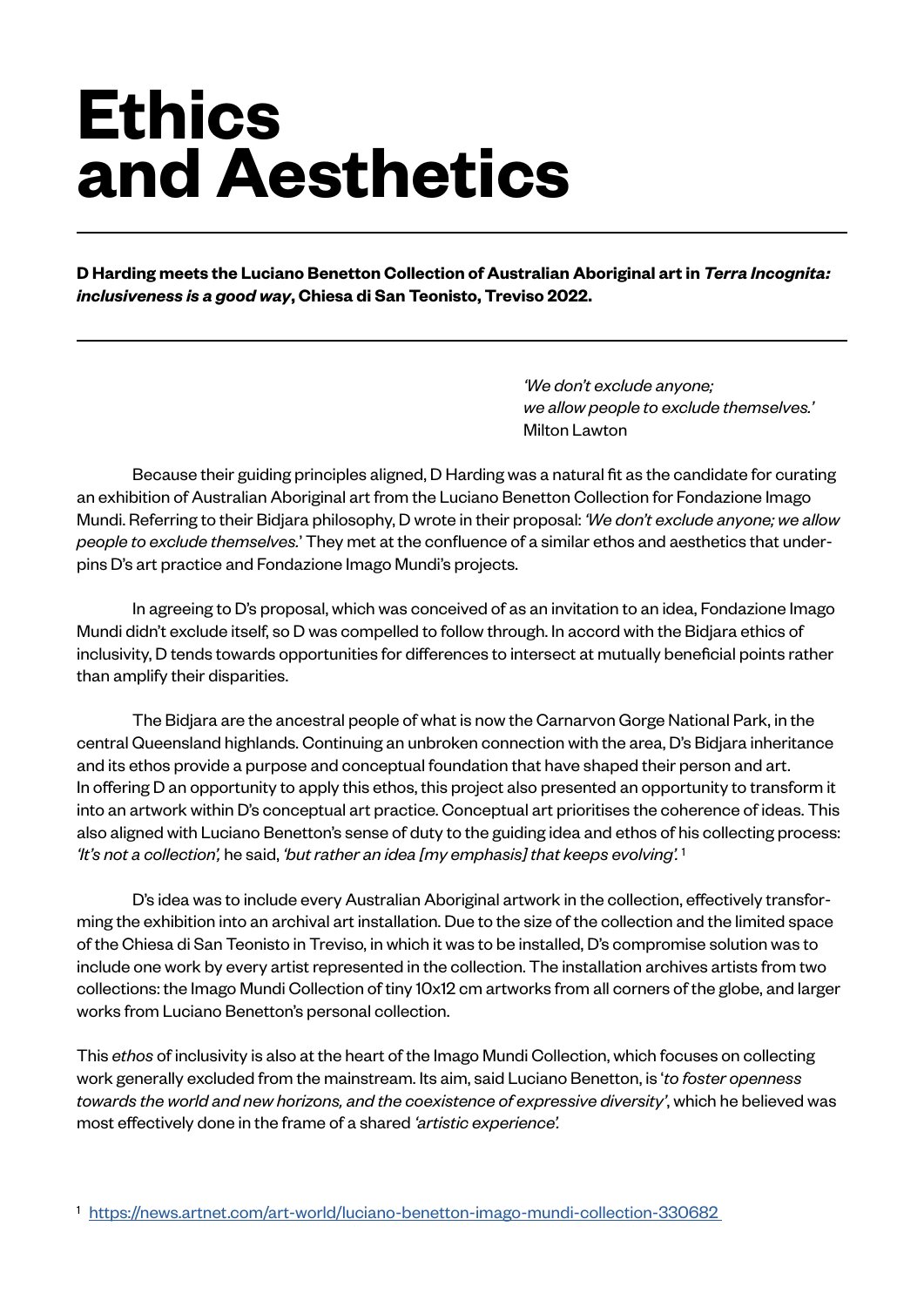# Ethics and Aesthetics

---

**D Harding meets the Luciano Benetton Collection of Australian Aboriginal art in *Terra Incognita: inclusiveness is a good way*, Chiesa di San Teonisto, Treviso 2022.**

---

> *'We don't exclude anyone;*
> *we allow people to exclude themselves.'*
> Milton Lawton

Because their guiding principles aligned, D Harding was a natural fit as the candidate for curating an exhibition of Australian Aboriginal art from the Luciano Benetton Collection for Fondazione Imago Mundi. Referring to their Bidjara philosophy, D wrote in their proposal: *'We don't exclude anyone; we allow people to exclude themselves.'* They met at the confluence of a similar ethos and aesthetics that underpins D's art practice and Fondazione Imago Mundi's projects.

In agreeing to D's proposal, which was conceived of as an invitation to an idea, Fondazione Imago Mundi didn't exclude itself, so D was compelled to follow through. In accord with the Bidjara ethics of inclusivity, D tends towards opportunities for differences to intersect at mutually beneficial points rather than amplify their disparities.

The Bidjara are the ancestral people of what is now the Carnarvon Gorge National Park, in the central Queensland highlands. Continuing an unbroken connection with the area, D's Bidjara inheritance and its ethos provide a purpose and conceptual foundation that have shaped their person and art. In offering D an opportunity to apply this ethos, this project also presented an opportunity to transform it into an artwork within D's conceptual art practice. Conceptual art prioritises the coherence of ideas. This also aligned with Luciano Benetton's sense of duty to the guiding idea and ethos of his collecting process: *'It's not a collection',* he said, *'but rather an idea [my emphasis] that keeps evolving'.* [1]

D's idea was to include every Australian Aboriginal artwork in the collection, effectively transforming the exhibition into an archival art installation. Due to the size of the collection and the limited space of the Chiesa di San Teonisto in Treviso, in which it was to be installed, D's compromise solution was to include one work by every artist represented in the collection. The installation archives artists from two collections: the Imago Mundi Collection of tiny 10x12 cm artworks from all corners of the globe, and larger works from Luciano Benetton's personal collection.

This *ethos* of inclusivity is also at the heart of the Imago Mundi Collection, which focuses on collecting work generally excluded from the mainstream. Its aim, said Luciano Benetton, is '*to foster openness towards the world and new horizons, and the coexistence of expressive diversity*', which he believed was most effectively done in the frame of a shared *'artistic experience'.*

[1] https://news.artnet.com/art-world/luciano-benetton-imago-mundi-collection-330682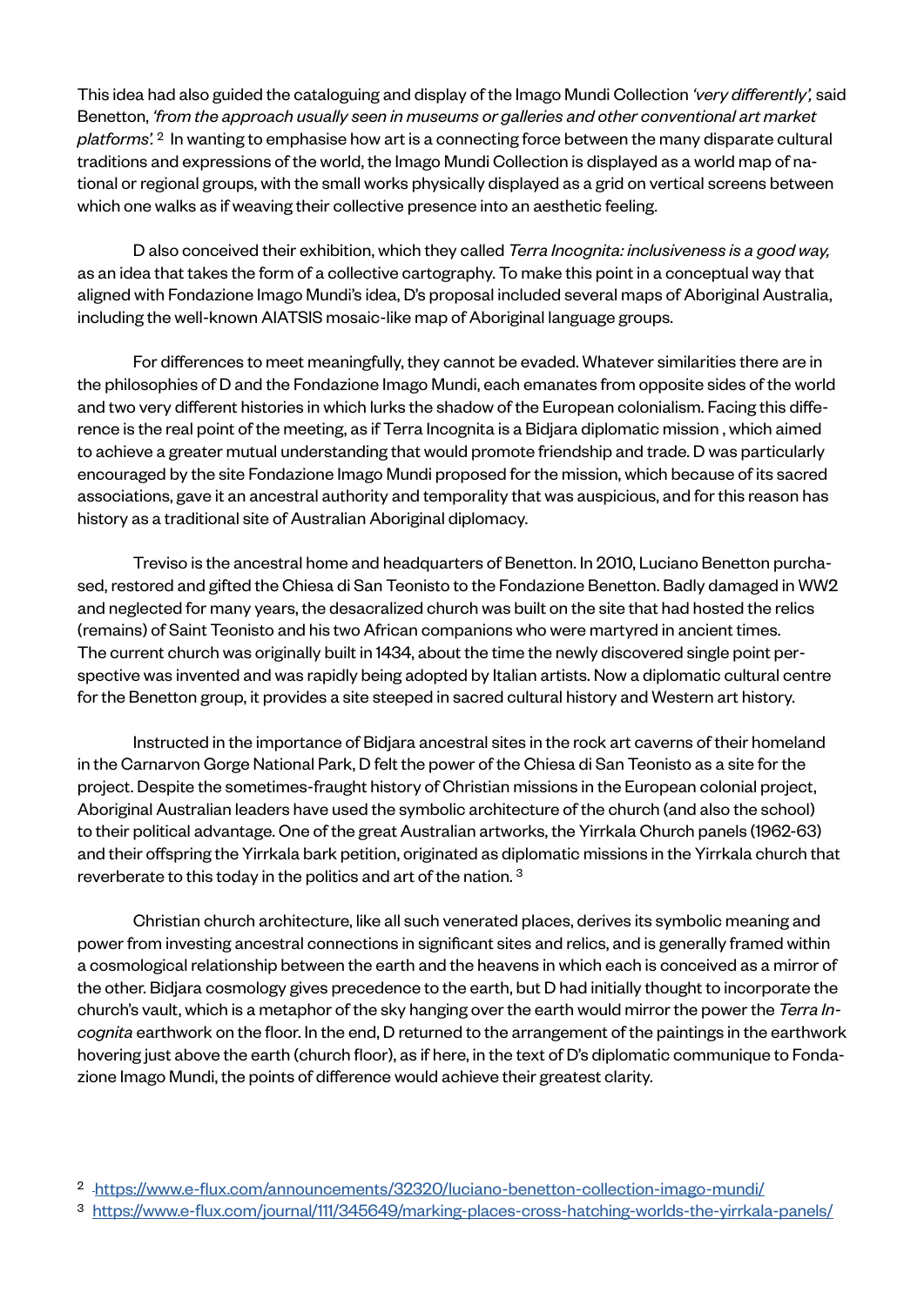This idea had also guided the cataloguing and display of the Imago Mundi Collection *'very differently',* said Benetton, *'from the approach usually seen in museums or galleries and other conventional art market platforms'.* [2] In wanting to emphasise how art is a connecting force between the many disparate cultural traditions and expressions of the world, the Imago Mundi Collection is displayed as a world map of national or regional groups, with the small works physically displayed as a grid on vertical screens between which one walks as if weaving their collective presence into an aesthetic feeling.

D also conceived their exhibition, which they called *Terra Incognita: inclusiveness is a good way,* as an idea that takes the form of a collective cartography. To make this point in a conceptual way that aligned with Fondazione Imago Mundi's idea, D's proposal included several maps of Aboriginal Australia, including the well-known AIATSIS mosaic-like map of Aboriginal language groups.

For differences to meet meaningfully, they cannot be evaded. Whatever similarities there are in the philosophies of D and the Fondazione Imago Mundi, each emanates from opposite sides of the world and two very different histories in which lurks the shadow of the European colonialism. Facing this difference is the real point of the meeting, as if Terra Incognita is a Bidjara diplomatic mission , which aimed to achieve a greater mutual understanding that would promote friendship and trade. D was particularly encouraged by the site Fondazione Imago Mundi proposed for the mission, which because of its sacred associations, gave it an ancestral authority and temporality that was auspicious, and for this reason has history as a traditional site of Australian Aboriginal diplomacy.

Treviso is the ancestral home and headquarters of Benetton. In 2010, Luciano Benetton purchased, restored and gifted the Chiesa di San Teonisto to the Fondazione Benetton. Badly damaged in WW2 and neglected for many years, the desacralized church was built on the site that had hosted the relics (remains) of Saint Teonisto and his two African companions who were martyred in ancient times. The current church was originally built in 1434, about the time the newly discovered single point perspective was invented and was rapidly being adopted by Italian artists. Now a diplomatic cultural centre for the Benetton group, it provides a site steeped in sacred cultural history and Western art history.

Instructed in the importance of Bidjara ancestral sites in the rock art caverns of their homeland in the Carnarvon Gorge National Park, D felt the power of the Chiesa di San Teonisto as a site for the project. Despite the sometimes-fraught history of Christian missions in the European colonial project, Aboriginal Australian leaders have used the symbolic architecture of the church (and also the school) to their political advantage. One of the great Australian artworks, the Yirrkala Church panels (1962-63) and their offspring the Yirrkala bark petition, originated as diplomatic missions in the Yirrkala church that reverberate to this today in the politics and art of the nation. [3]

Christian church architecture, like all such venerated places, derives its symbolic meaning and power from investing ancestral connections in significant sites and relics, and is generally framed within a cosmological relationship between the earth and the heavens in which each is conceived as a mirror of the other. Bidjara cosmology gives precedence to the earth, but D had initially thought to incorporate the church's vault, which is a metaphor of the sky hanging over the earth would mirror the power the *Terra Incognita* earthwork on the floor. In the end, D returned to the arrangement of the paintings in the earthwork hovering just above the earth (church floor), as if here, in the text of D's diplomatic communique to Fondazione Imago Mundi, the points of difference would achieve their greatest clarity.

[2] https://www.e-flux.com/announcements/32320/luciano-benetton-collection-imago-mundi/

[3] https://www.e-flux.com/journal/111/345649/marking-places-cross-hatching-worlds-the-yirrkala-panels/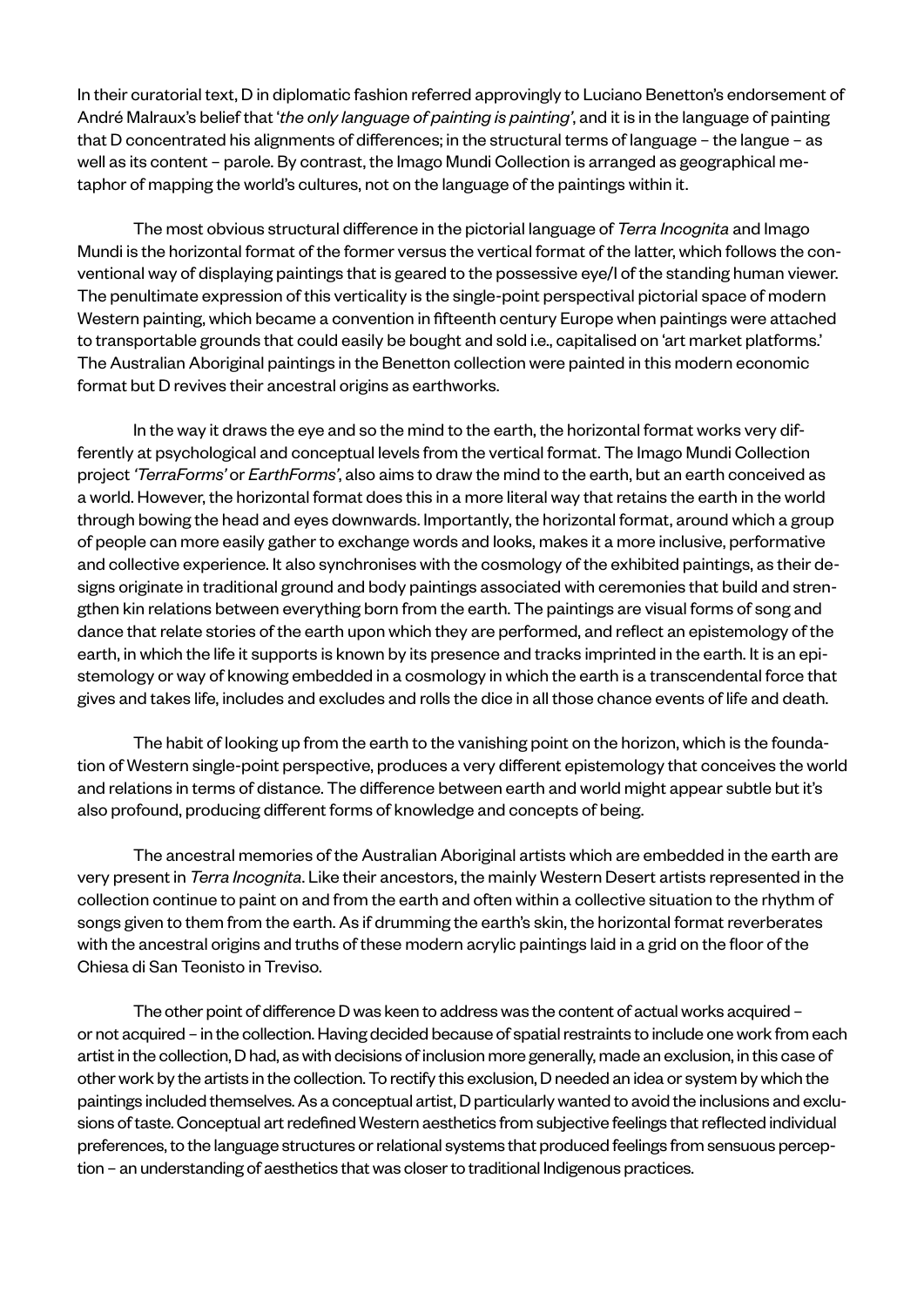In their curatorial text, D in diplomatic fashion referred approvingly to Luciano Benetton's endorsement of André Malraux's belief that '*the only language of painting is painting*', and it is in the language of painting that D concentrated his alignments of differences; in the structural terms of language – the langue – as well as its content – parole. By contrast, the Imago Mundi Collection is arranged as geographical metaphor of mapping the world's cultures, not on the language of the paintings within it.

The most obvious structural difference in the pictorial language of *Terra Incognita* and Imago Mundi is the horizontal format of the former versus the vertical format of the latter, which follows the conventional way of displaying paintings that is geared to the possessive eye/I of the standing human viewer. The penultimate expression of this verticality is the single-point perspectival pictorial space of modern Western painting, which became a convention in fifteenth century Europe when paintings were attached to transportable grounds that could easily be bought and sold i.e., capitalised on 'art market platforms.' The Australian Aboriginal paintings in the Benetton collection were painted in this modern economic format but D revives their ancestral origins as earthworks.

In the way it draws the eye and so the mind to the earth, the horizontal format works very differently at psychological and conceptual levels from the vertical format. The Imago Mundi Collection project *'TerraForms'* or *EarthForms'*, also aims to draw the mind to the earth, but an earth conceived as a world. However, the horizontal format does this in a more literal way that retains the earth in the world through bowing the head and eyes downwards. Importantly, the horizontal format, around which a group of people can more easily gather to exchange words and looks, makes it a more inclusive, performative and collective experience. It also synchronises with the cosmology of the exhibited paintings, as their designs originate in traditional ground and body paintings associated with ceremonies that build and strengthen kin relations between everything born from the earth. The paintings are visual forms of song and dance that relate stories of the earth upon which they are performed, and reflect an epistemology of the earth, in which the life it supports is known by its presence and tracks imprinted in the earth. It is an epistemology or way of knowing embedded in a cosmology in which the earth is a transcendental force that gives and takes life, includes and excludes and rolls the dice in all those chance events of life and death.

The habit of looking up from the earth to the vanishing point on the horizon, which is the foundation of Western single-point perspective, produces a very different epistemology that conceives the world and relations in terms of distance. The difference between earth and world might appear subtle but it's also profound, producing different forms of knowledge and concepts of being.

The ancestral memories of the Australian Aboriginal artists which are embedded in the earth are very present in *Terra Incognita*. Like their ancestors, the mainly Western Desert artists represented in the collection continue to paint on and from the earth and often within a collective situation to the rhythm of songs given to them from the earth. As if drumming the earth's skin, the horizontal format reverberates with the ancestral origins and truths of these modern acrylic paintings laid in a grid on the floor of the Chiesa di San Teonisto in Treviso.

The other point of difference D was keen to address was the content of actual works acquired – or not acquired – in the collection. Having decided because of spatial restraints to include one work from each artist in the collection, D had, as with decisions of inclusion more generally, made an exclusion, in this case of other work by the artists in the collection. To rectify this exclusion, D needed an idea or system by which the paintings included themselves. As a conceptual artist, D particularly wanted to avoid the inclusions and exclusions of taste. Conceptual art redefined Western aesthetics from subjective feelings that reflected individual preferences, to the language structures or relational systems that produced feelings from sensuous perception – an understanding of aesthetics that was closer to traditional Indigenous practices.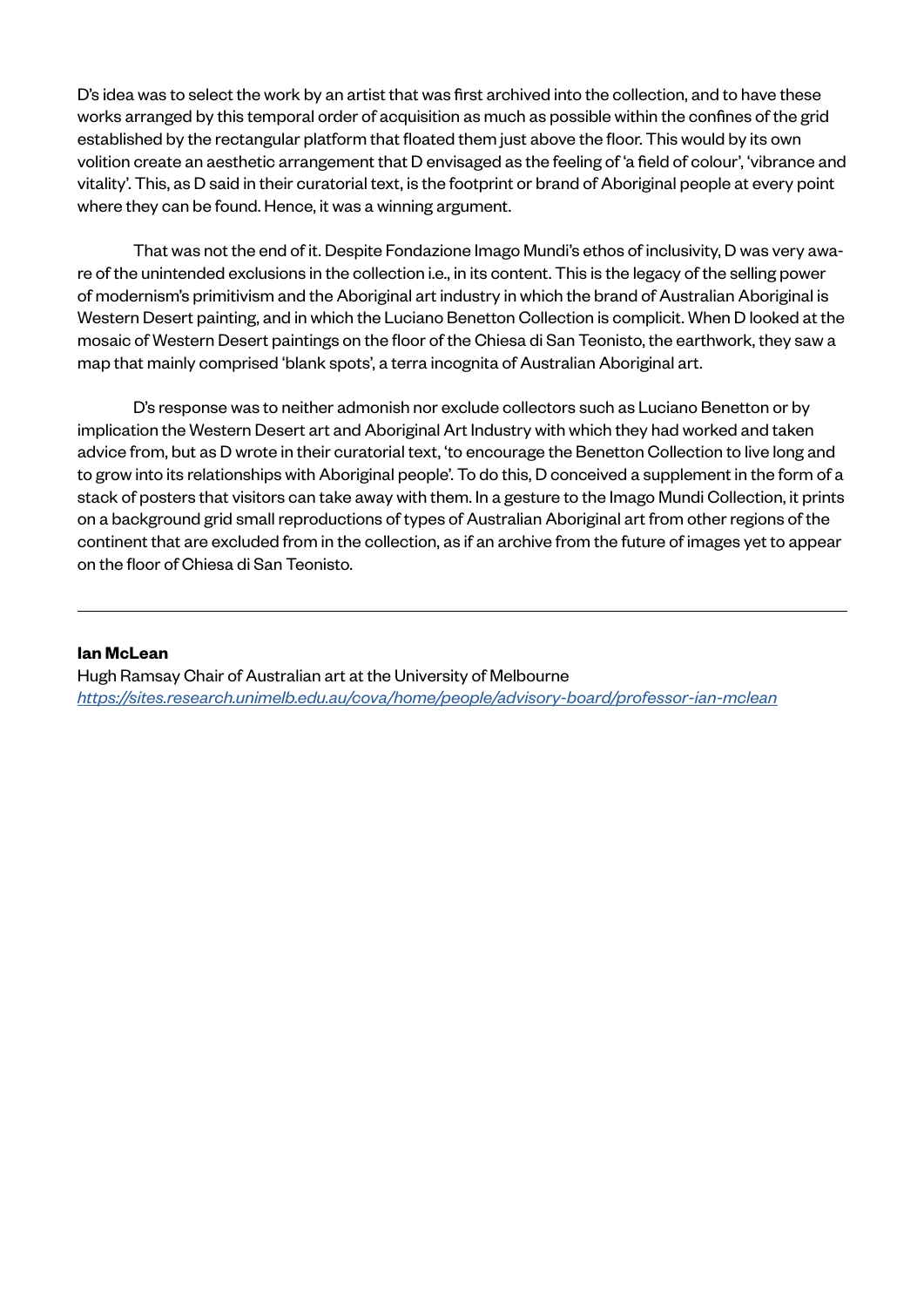D's idea was to select the work by an artist that was first archived into the collection, and to have these works arranged by this temporal order of acquisition as much as possible within the confines of the grid established by the rectangular platform that floated them just above the floor. This would by its own volition create an aesthetic arrangement that D envisaged as the feeling of 'a field of colour', 'vibrance and vitality'. This, as D said in their curatorial text, is the footprint or brand of Aboriginal people at every point where they can be found. Hence, it was a winning argument.

That was not the end of it. Despite Fondazione Imago Mundi's ethos of inclusivity, D was very aware of the unintended exclusions in the collection i.e., in its content. This is the legacy of the selling power of modernism's primitivism and the Aboriginal art industry in which the brand of Australian Aboriginal is Western Desert painting, and in which the Luciano Benetton Collection is complicit. When D looked at the mosaic of Western Desert paintings on the floor of the Chiesa di San Teonisto, the earthwork, they saw a map that mainly comprised 'blank spots', a terra incognita of Australian Aboriginal art.

D's response was to neither admonish nor exclude collectors such as Luciano Benetton or by implication the Western Desert art and Aboriginal Art Industry with which they had worked and taken advice from, but as D wrote in their curatorial text, 'to encourage the Benetton Collection to live long and to grow into its relationships with Aboriginal people'. To do this, D conceived a supplement in the form of a stack of posters that visitors can take away with them. In a gesture to the Imago Mundi Collection, it prints on a background grid small reproductions of types of Australian Aboriginal art from other regions of the continent that are excluded from in the collection, as if an archive from the future of images yet to appear on the floor of Chiesa di San Teonisto.

---

**Ian McLean**
Hugh Ramsay Chair of Australian art at the University of Melbourne
*https://sites.research.unimelb.edu.au/cova/home/people/advisory-board/professor-ian-mclean*